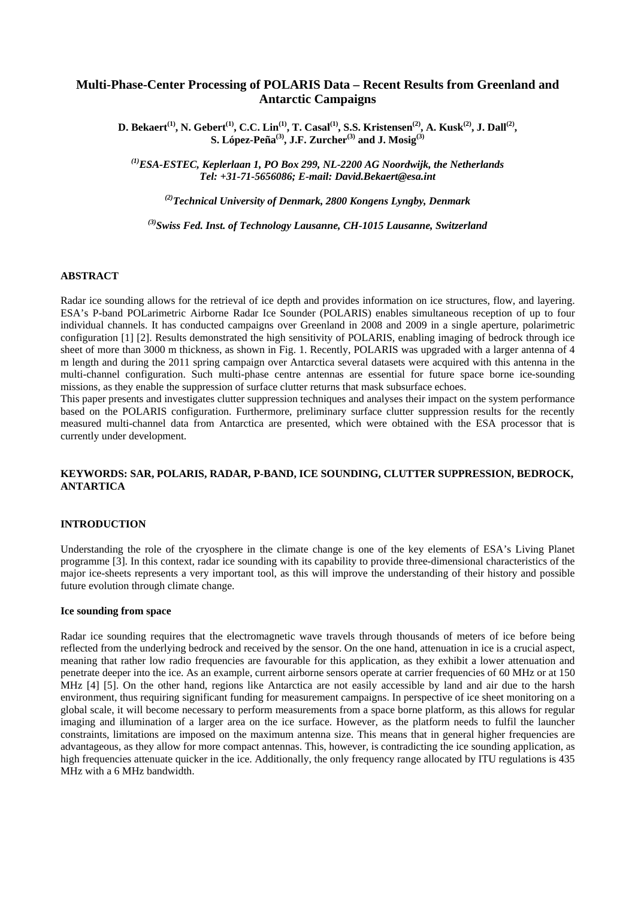# Multi-Phase-Center Processing of POLARIS Data – Recent Results from Greenland and Antarctic Campaigns

**D. Bekaert[(1)], N. Gebert[(1)], C.C. Lin[(1)], T. Casal[(1)], S.S. Kristensen[(2)], A. Kusk[(2)], J. Dall[(2)], S. López-Peña[(3)], J.F. Zurcher[(3)] and J. Mosig[(3)]**

*[(1)]ESA-ESTEC, Keplerlaan 1, PO Box 299, NL-2200 AG Noordwijk, the Netherlands*
*Tel: +31-71-5656086; E-mail: David.Bekaert@esa.int*

*[(2)]Technical University of Denmark, 2800 Kongens Lyngby, Denmark*

*[(3)]Swiss Fed. Inst. of Technology Lausanne, CH-1015 Lausanne, Switzerland*

## ABSTRACT

Radar ice sounding allows for the retrieval of ice depth and provides information on ice structures, flow, and layering. ESA's P-band POLarimetric Airborne Radar Ice Sounder (POLARIS) enables simultaneous reception of up to four individual channels. It has conducted campaigns over Greenland in 2008 and 2009 in a single aperture, polarimetric configuration [1] [2]. Results demonstrated the high sensitivity of POLARIS, enabling imaging of bedrock through ice sheet of more than 3000 m thickness, as shown in Fig. 1. Recently, POLARIS was upgraded with a larger antenna of 4 m length and during the 2011 spring campaign over Antarctica several datasets were acquired with this antenna in the multi-channel configuration. Such multi-phase centre antennas are essential for future space borne ice-sounding missions, as they enable the suppression of surface clutter returns that mask subsurface echoes.

This paper presents and investigates clutter suppression techniques and analyses their impact on the system performance based on the POLARIS configuration. Furthermore, preliminary surface clutter suppression results for the recently measured multi-channel data from Antarctica are presented, which were obtained with the ESA processor that is currently under development.

## KEYWORDS: SAR, POLARIS, RADAR, P-BAND, ICE SOUNDING, CLUTTER SUPPRESSION, BEDROCK, ANTARTICA

## INTRODUCTION

Understanding the role of the cryosphere in the climate change is one of the key elements of ESA's Living Planet programme [3]. In this context, radar ice sounding with its capability to provide three-dimensional characteristics of the major ice-sheets represents a very important tool, as this will improve the understanding of their history and possible future evolution through climate change.

### Ice sounding from space

Radar ice sounding requires that the electromagnetic wave travels through thousands of meters of ice before being reflected from the underlying bedrock and received by the sensor. On the one hand, attenuation in ice is a crucial aspect, meaning that rather low radio frequencies are favourable for this application, as they exhibit a lower attenuation and penetrate deeper into the ice. As an example, current airborne sensors operate at carrier frequencies of 60 MHz or at 150 MHz [4] [5]. On the other hand, regions like Antarctica are not easily accessible by land and air due to the harsh environment, thus requiring significant funding for measurement campaigns. In perspective of ice sheet monitoring on a global scale, it will become necessary to perform measurements from a space borne platform, as this allows for regular imaging and illumination of a larger area on the ice surface. However, as the platform needs to fulfil the launcher constraints, limitations are imposed on the maximum antenna size. This means that in general higher frequencies are advantageous, as they allow for more compact antennas. This, however, is contradicting the ice sounding application, as high frequencies attenuate quicker in the ice. Additionally, the only frequency range allocated by ITU regulations is 435 MHz with a 6 MHz bandwidth.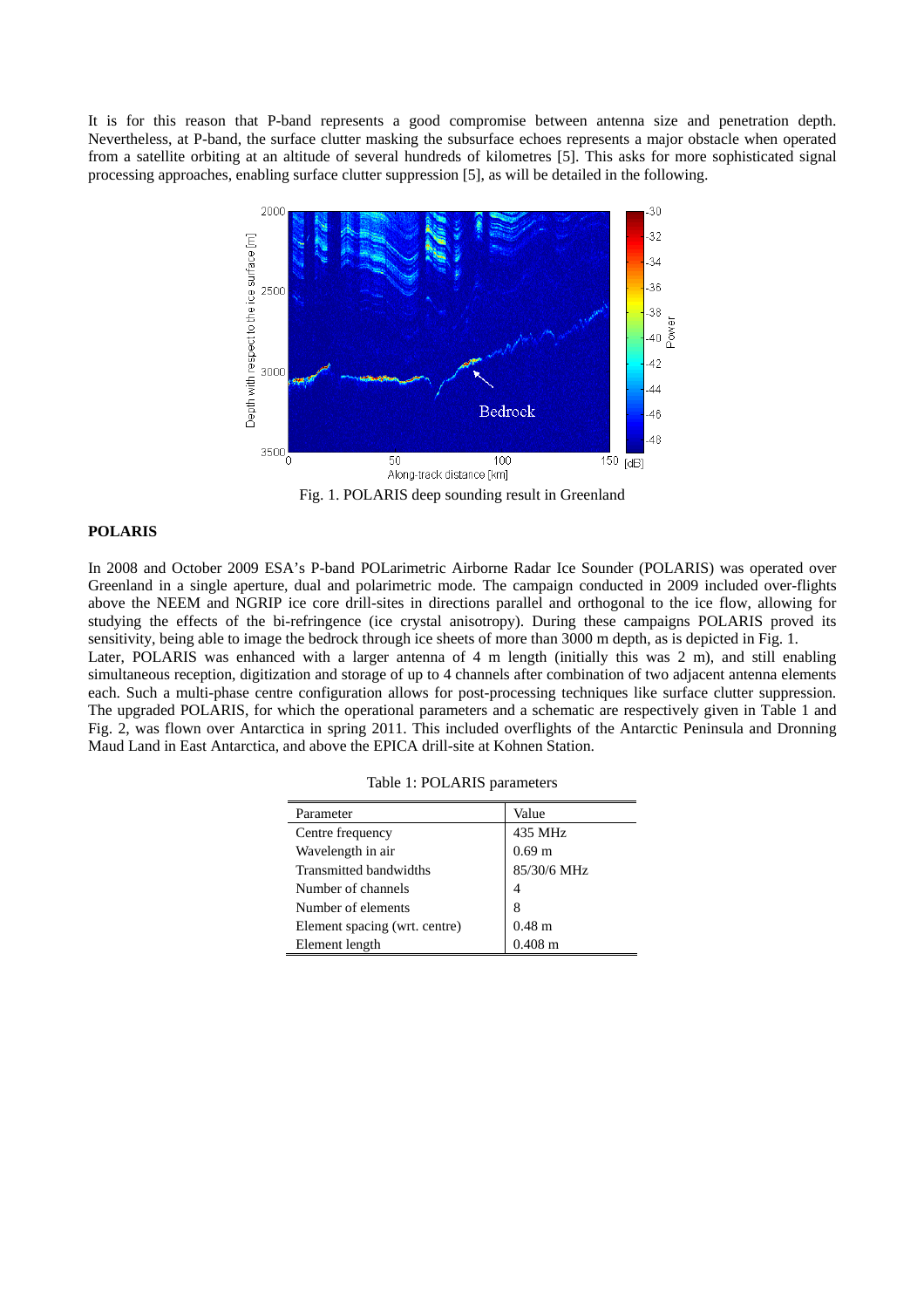It is for this reason that P-band represents a good compromise between antenna size and penetration depth. Nevertheless, at P-band, the surface clutter masking the subsurface echoes represents a major obstacle when operated from a satellite orbiting at an altitude of several hundreds of kilometres [5]. This asks for more sophisticated signal processing approaches, enabling surface clutter suppression [5], as will be detailed in the following.

Fig. 1. POLARIS deep sounding result in Greenland

**POLARIS**

In 2008 and October 2009 ESA's P-band POLarimetric Airborne Radar Ice Sounder (POLARIS) was operated over Greenland in a single aperture, dual and polarimetric mode. The campaign conducted in 2009 included over-flights above the NEEM and NGRIP ice core drill-sites in directions parallel and orthogonal to the ice flow, allowing for studying the effects of the bi-refringence (ice crystal anisotropy). During these campaigns POLARIS proved its sensitivity, being able to image the bedrock through ice sheets of more than 3000 m depth, as is depicted in Fig. 1.

Later, POLARIS was enhanced with a larger antenna of 4 m length (initially this was 2 m), and still enabling simultaneous reception, digitization and storage of up to 4 channels after combination of two adjacent antenna elements each. Such a multi-phase centre configuration allows for post-processing techniques like surface clutter suppression. The upgraded POLARIS, for which the operational parameters and a schematic are respectively given in Table 1 and Fig. 2, was flown over Antarctica in spring 2011. This included overflights of the Antarctic Peninsula and Dronning Maud Land in East Antarctica, and above the EPICA drill-site at Kohnen Station.

Table 1: POLARIS parameters

| Parameter | Value |
|---|---|
| Centre frequency | 435 MHz |
| Wavelength in air | 0.69 m |
| Transmitted bandwidths | 85/30/6 MHz |
| Number of channels | 4 |
| Number of elements | 8 |
| Element spacing (wrt. centre) | 0.48 m |
| Element length | 0.408 m |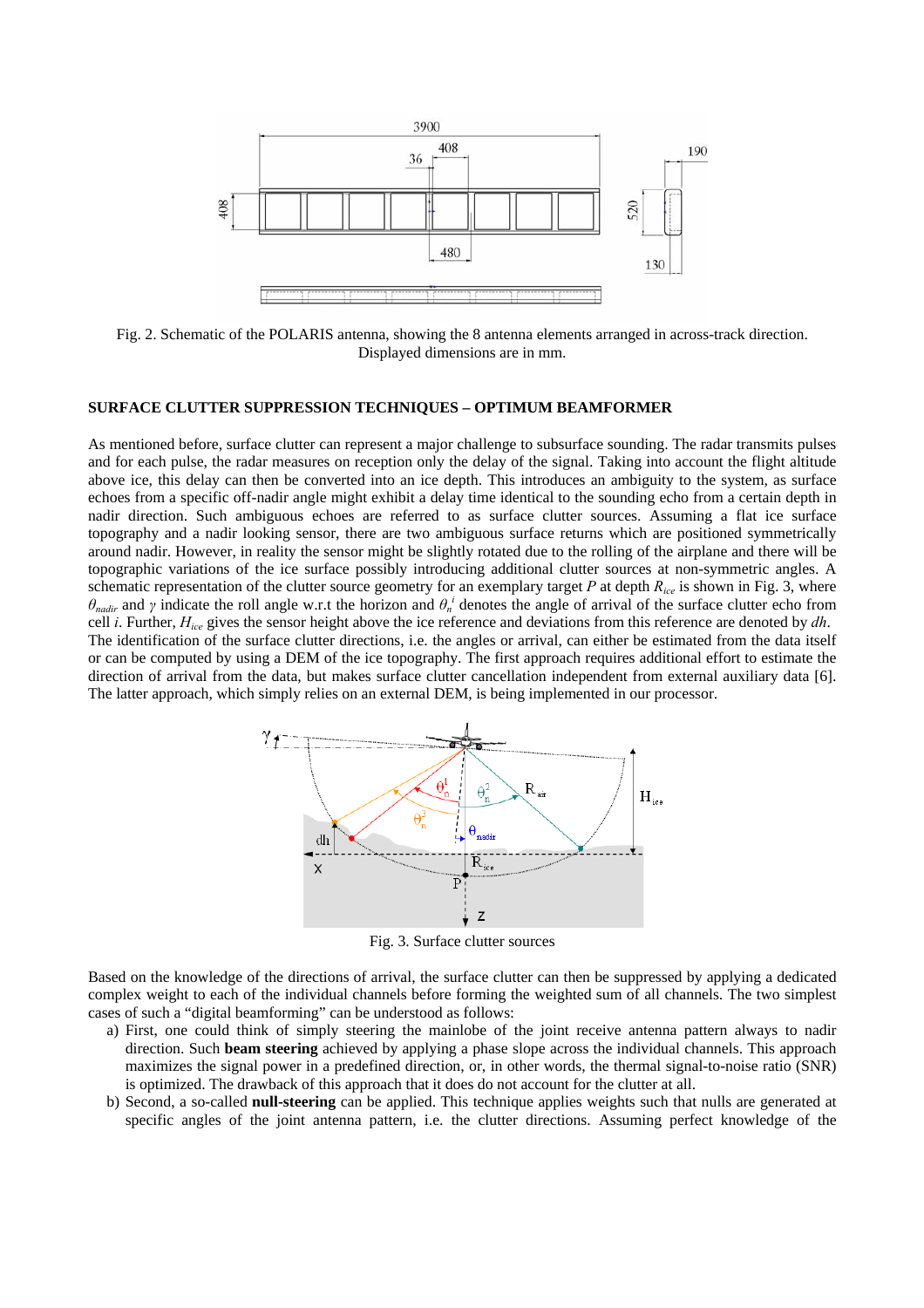Fig. 2. Schematic of the POLARIS antenna, showing the 8 antenna elements arranged in across-track direction. Displayed dimensions are in mm.

## SURFACE CLUTTER SUPPRESSION TECHNIQUES – OPTIMUM BEAMFORMER

As mentioned before, surface clutter can represent a major challenge to subsurface sounding. The radar transmits pulses and for each pulse, the radar measures on reception only the delay of the signal. Taking into account the flight altitude above ice, this delay can then be converted into an ice depth. This introduces an ambiguity to the system, as surface echoes from a specific off-nadir angle might exhibit a delay time identical to the sounding echo from a certain depth in nadir direction. Such ambiguous echoes are referred to as surface clutter sources. Assuming a flat ice surface topography and a nadir looking sensor, there are two ambiguous surface returns which are positioned symmetrically around nadir. However, in reality the sensor might be slightly rotated due to the rolling of the airplane and there will be topographic variations of the ice surface possibly introducing additional clutter sources at non-symmetric angles. A schematic representation of the clutter source geometry for an exemplary target $P$ at depth $R_{ice}$ is shown in Fig. 3, where $\theta_{nadir}$ and $\gamma$ indicate the roll angle w.r.t the horizon and $\theta_n^i$ denotes the angle of arrival of the surface clutter echo from cell $i$. Further, $H_{ice}$ gives the sensor height above the ice reference and deviations from this reference are denoted by $dh$. The identification of the surface clutter directions, i.e. the angles or arrival, can either be estimated from the data itself or can be computed by using a DEM of the ice topography. The first approach requires additional effort to estimate the direction of arrival from the data, but makes surface clutter cancellation independent from external auxiliary data [6]. The latter approach, which simply relies on an external DEM, is being implemented in our processor.

Fig. 3. Surface clutter sources

Based on the knowledge of the directions of arrival, the surface clutter can then be suppressed by applying a dedicated complex weight to each of the individual channels before forming the weighted sum of all channels. The two simplest cases of such a "digital beamforming" can be understood as follows:

a) First, one could think of simply steering the mainlobe of the joint receive antenna pattern always to nadir direction. Such **beam steering** achieved by applying a phase slope across the individual channels. This approach maximizes the signal power in a predefined direction, or, in other words, the thermal signal-to-noise ratio (SNR) is optimized. The drawback of this approach that it does do not account for the clutter at all.
b) Second, a so-called **null-steering** can be applied. This technique applies weights such that nulls are generated at specific angles of the joint antenna pattern, i.e. the clutter directions. Assuming perfect knowledge of the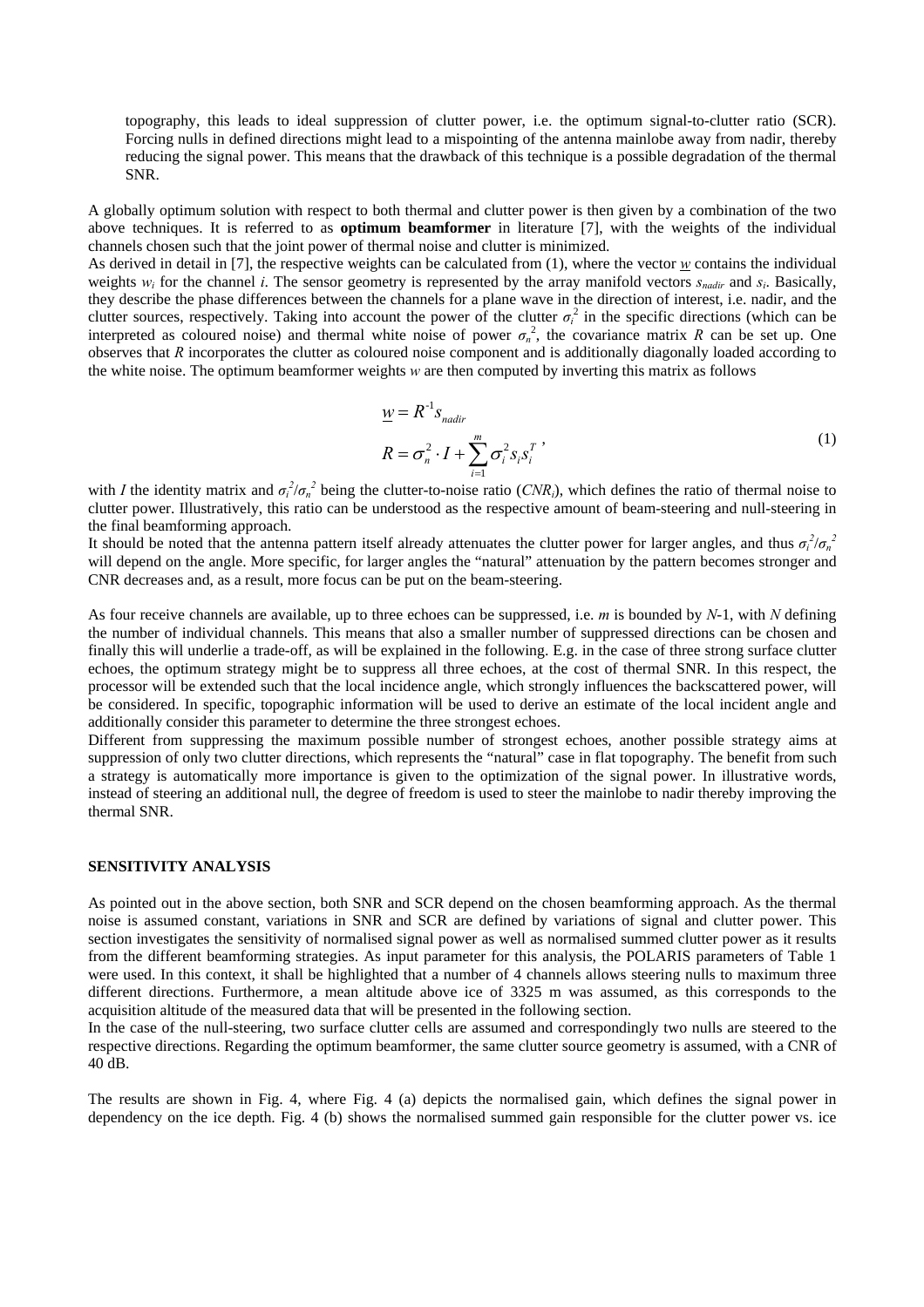topography, this leads to ideal suppression of clutter power, i.e. the optimum signal-to-clutter ratio (SCR). Forcing nulls in defined directions might lead to a mispointing of the antenna mainlobe away from nadir, thereby reducing the signal power. This means that the drawback of this technique is a possible degradation of the thermal SNR.

A globally optimum solution with respect to both thermal and clutter power is then given by a combination of the two above techniques. It is referred to as **optimum beamformer** in literature [7], with the weights of the individual channels chosen such that the joint power of thermal noise and clutter is minimized.
As derived in detail in [7], the respective weights can be calculated from (1), where the vector $\underline{w}$ contains the individual weights $w_i$ for the channel $i$. The sensor geometry is represented by the array manifold vectors $s_{nadir}$ and $s_i$. Basically, they describe the phase differences between the channels for a plane wave in the direction of interest, i.e. nadir, and the clutter sources, respectively. Taking into account the power of the clutter $\sigma_i^2$ in the specific directions (which can be interpreted as coloured noise) and thermal white noise of power $\sigma_n^2$, the covariance matrix $R$ can be set up. One observes that $R$ incorporates the clutter as coloured noise component and is additionally diagonally loaded according to the white noise. The optimum beamformer weights $w$ are then computed by inverting this matrix as follows

$$\underline{w} = R^{-1} s_{nadir}$$
$$R = \sigma_n^2 \cdot I + \sum_{i=1}^{m} \sigma_i^2 s_i s_i^T \, , \tag{1}$$

with $I$ the identity matrix and $\sigma_i^2/\sigma_n^2$ being the clutter-to-noise ratio ($CNR_i$), which defines the ratio of thermal noise to clutter power. Illustratively, this ratio can be understood as the respective amount of beam-steering and null-steering in the final beamforming approach.
It should be noted that the antenna pattern itself already attenuates the clutter power for larger angles, and thus $\sigma_i^2/\sigma_n^2$ will depend on the angle. More specific, for larger angles the "natural" attenuation by the pattern becomes stronger and CNR decreases and, as a result, more focus can be put on the beam-steering.

As four receive channels are available, up to three echoes can be suppressed, i.e. $m$ is bounded by $N$-1, with $N$ defining the number of individual channels. This means that also a smaller number of suppressed directions can be chosen and finally this will underlie a trade-off, as will be explained in the following. E.g. in the case of three strong surface clutter echoes, the optimum strategy might be to suppress all three echoes, at the cost of thermal SNR. In this respect, the processor will be extended such that the local incidence angle, which strongly influences the backscattered power, will be considered. In specific, topographic information will be used to derive an estimate of the local incident angle and additionally consider this parameter to determine the three strongest echoes.
Different from suppressing the maximum possible number of strongest echoes, another possible strategy aims at suppression of only two clutter directions, which represents the "natural" case in flat topography. The benefit from such a strategy is automatically more importance is given to the optimization of the signal power. In illustrative words, instead of steering an additional null, the degree of freedom is used to steer the mainlobe to nadir thereby improving the thermal SNR.

## SENSITIVITY ANALYSIS

As pointed out in the above section, both SNR and SCR depend on the chosen beamforming approach. As the thermal noise is assumed constant, variations in SNR and SCR are defined by variations of signal and clutter power. This section investigates the sensitivity of normalised signal power as well as normalised summed clutter power as it results from the different beamforming strategies. As input parameter for this analysis, the POLARIS parameters of Table 1 were used. In this context, it shall be highlighted that a number of 4 channels allows steering nulls to maximum three different directions. Furthermore, a mean altitude above ice of 3325 m was assumed, as this corresponds to the acquisition altitude of the measured data that will be presented in the following section.
In the case of the null-steering, two surface clutter cells are assumed and correspondingly two nulls are steered to the respective directions. Regarding the optimum beamformer, the same clutter source geometry is assumed, with a CNR of 40 dB.

The results are shown in Fig. 4, where Fig. 4 (a) depicts the normalised gain, which defines the signal power in dependency on the ice depth. Fig. 4 (b) shows the normalised summed gain responsible for the clutter power vs. ice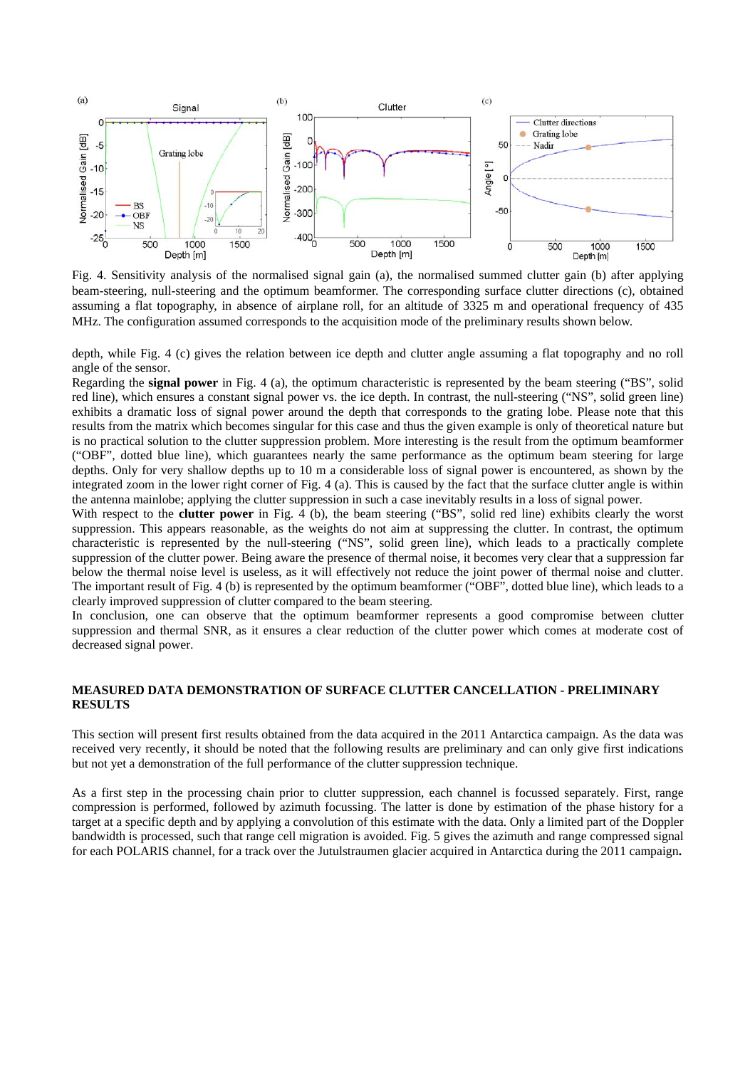Fig. 4. Sensitivity analysis of the normalised signal gain (a), the normalised summed clutter gain (b) after applying beam-steering, null-steering and the optimum beamformer. The corresponding surface clutter directions (c), obtained assuming a flat topography, in absence of airplane roll, for an altitude of 3325 m and operational frequency of 435 MHz. The configuration assumed corresponds to the acquisition mode of the preliminary results shown below.

depth, while Fig. 4 (c) gives the relation between ice depth and clutter angle assuming a flat topography and no roll angle of the sensor.

Regarding the **signal power** in Fig. 4 (a), the optimum characteristic is represented by the beam steering ("BS", solid red line), which ensures a constant signal power vs. the ice depth. In contrast, the null-steering ("NS", solid green line) exhibits a dramatic loss of signal power around the depth that corresponds to the grating lobe. Please note that this results from the matrix which becomes singular for this case and thus the given example is only of theoretical nature but is no practical solution to the clutter suppression problem. More interesting is the result from the optimum beamformer ("OBF", dotted blue line), which guarantees nearly the same performance as the optimum beam steering for large depths. Only for very shallow depths up to 10 m a considerable loss of signal power is encountered, as shown by the integrated zoom in the lower right corner of Fig. 4 (a). This is caused by the fact that the surface clutter angle is within the antenna mainlobe; applying the clutter suppression in such a case inevitably results in a loss of signal power.

With respect to the **clutter power** in Fig. 4 (b), the beam steering ("BS", solid red line) exhibits clearly the worst suppression. This appears reasonable, as the weights do not aim at suppressing the clutter. In contrast, the optimum characteristic is represented by the null-steering ("NS", solid green line), which leads to a practically complete suppression of the clutter power. Being aware the presence of thermal noise, it becomes very clear that a suppression far below the thermal noise level is useless, as it will effectively not reduce the joint power of thermal noise and clutter. The important result of Fig. 4 (b) is represented by the optimum beamformer ("OBF", dotted blue line), which leads to a clearly improved suppression of clutter compared to the beam steering.

In conclusion, one can observe that the optimum beamformer represents a good compromise between clutter suppression and thermal SNR, as it ensures a clear reduction of the clutter power which comes at moderate cost of decreased signal power.

## MEASURED DATA DEMONSTRATION OF SURFACE CLUTTER CANCELLATION - PRELIMINARY RESULTS

This section will present first results obtained from the data acquired in the 2011 Antarctica campaign. As the data was received very recently, it should be noted that the following results are preliminary and can only give first indications but not yet a demonstration of the full performance of the clutter suppression technique.

As a first step in the processing chain prior to clutter suppression, each channel is focussed separately. First, range compression is performed, followed by azimuth focussing. The latter is done by estimation of the phase history for a target at a specific depth and by applying a convolution of this estimate with the data. Only a limited part of the Doppler bandwidth is processed, such that range cell migration is avoided. Fig. 5 gives the azimuth and range compressed signal for each POLARIS channel, for a track over the Jutulstraumen glacier acquired in Antarctica during the 2011 campaign**.**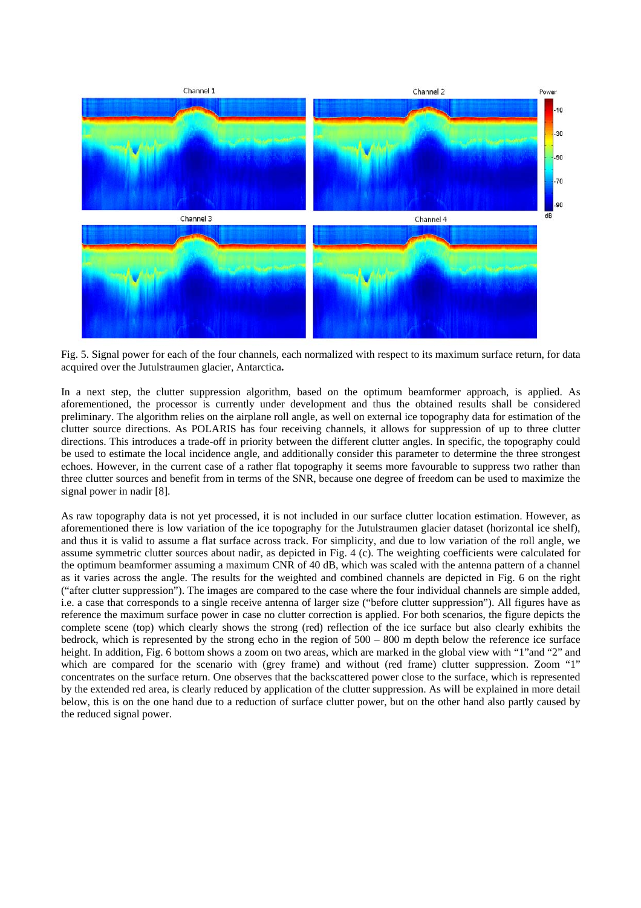Fig. 5. Signal power for each of the four channels, each normalized with respect to its maximum surface return, for data acquired over the Jutulstraumen glacier, Antarctica**.**

In a next step, the clutter suppression algorithm, based on the optimum beamformer approach, is applied. As aforementioned, the processor is currently under development and thus the obtained results shall be considered preliminary. The algorithm relies on the airplane roll angle, as well on external ice topography data for estimation of the clutter source directions. As POLARIS has four receiving channels, it allows for suppression of up to three clutter directions. This introduces a trade-off in priority between the different clutter angles. In specific, the topography could be used to estimate the local incidence angle, and additionally consider this parameter to determine the three strongest echoes. However, in the current case of a rather flat topography it seems more favourable to suppress two rather than three clutter sources and benefit from in terms of the SNR, because one degree of freedom can be used to maximize the signal power in nadir [8].

As raw topography data is not yet processed, it is not included in our surface clutter location estimation. However, as aforementioned there is low variation of the ice topography for the Jutulstraumen glacier dataset (horizontal ice shelf), and thus it is valid to assume a flat surface across track. For simplicity, and due to low variation of the roll angle, we assume symmetric clutter sources about nadir, as depicted in Fig. 4 (c). The weighting coefficients were calculated for the optimum beamformer assuming a maximum CNR of 40 dB, which was scaled with the antenna pattern of a channel as it varies across the angle. The results for the weighted and combined channels are depicted in Fig. 6 on the right ("after clutter suppression"). The images are compared to the case where the four individual channels are simple added, i.e. a case that corresponds to a single receive antenna of larger size ("before clutter suppression"). All figures have as reference the maximum surface power in case no clutter correction is applied. For both scenarios, the figure depicts the complete scene (top) which clearly shows the strong (red) reflection of the ice surface but also clearly exhibits the bedrock, which is represented by the strong echo in the region of 500 – 800 m depth below the reference ice surface height. In addition, Fig. 6 bottom shows a zoom on two areas, which are marked in the global view with "1"and "2" and which are compared for the scenario with (grey frame) and without (red frame) clutter suppression. Zoom "1" concentrates on the surface return. One observes that the backscattered power close to the surface, which is represented by the extended red area, is clearly reduced by application of the clutter suppression. As will be explained in more detail below, this is on the one hand due to a reduction of surface clutter power, but on the other hand also partly caused by the reduced signal power.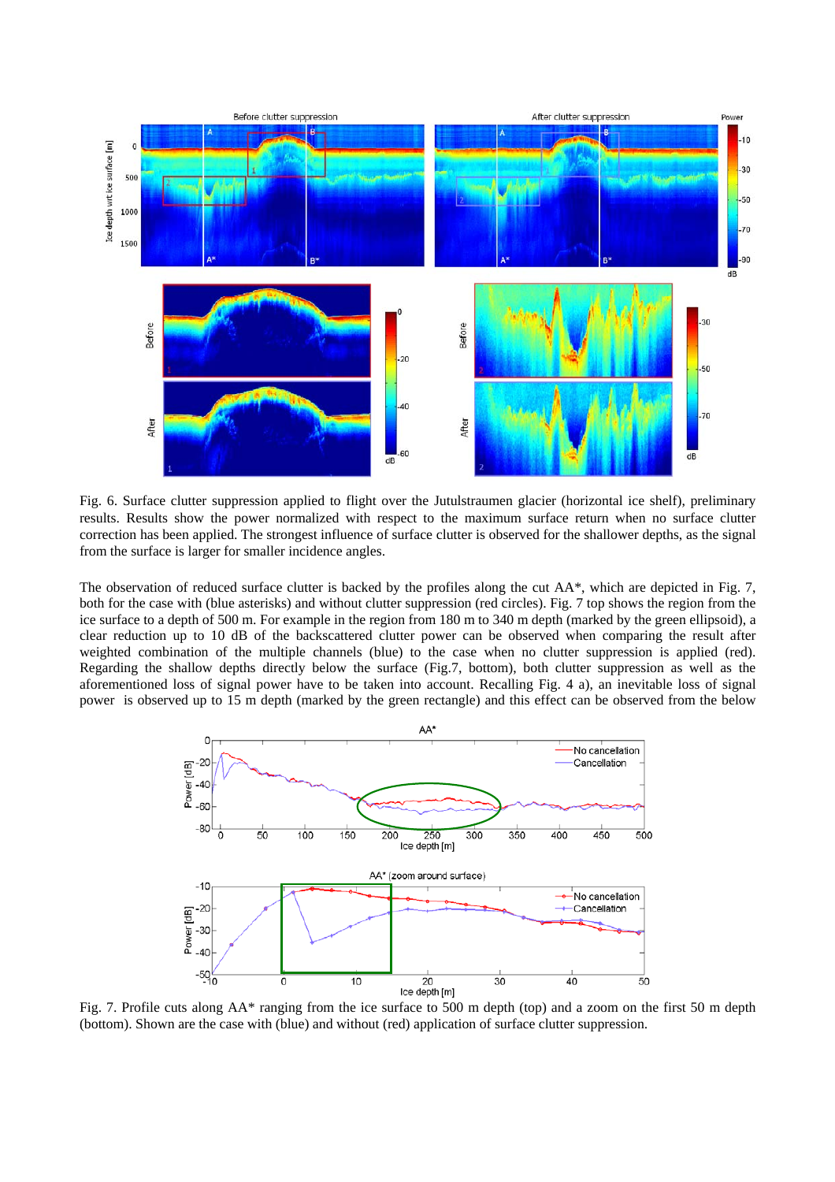Fig. 6. Surface clutter suppression applied to flight over the Jutulstraumen glacier (horizontal ice shelf), preliminary results. Results show the power normalized with respect to the maximum surface return when no surface clutter correction has been applied. The strongest influence of surface clutter is observed for the shallower depths, as the signal from the surface is larger for smaller incidence angles.

The observation of reduced surface clutter is backed by the profiles along the cut AA*, which are depicted in Fig. 7, both for the case with (blue asterisks) and without clutter suppression (red circles). Fig. 7 top shows the region from the ice surface to a depth of 500 m. For example in the region from 180 m to 340 m depth (marked by the green ellipsoid), a clear reduction up to 10 dB of the backscattered clutter power can be observed when comparing the result after weighted combination of the multiple channels (blue) to the case when no clutter suppression is applied (red). Regarding the shallow depths directly below the surface (Fig.7, bottom), both clutter suppression as well as the aforementioned loss of signal power have to be taken into account. Recalling Fig. 4 a), an inevitable loss of signal power is observed up to 15 m depth (marked by the green rectangle) and this effect can be observed from the below

Fig. 7. Profile cuts along AA* ranging from the ice surface to 500 m depth (top) and a zoom on the first 50 m depth (bottom). Shown are the case with (blue) and without (red) application of surface clutter suppression.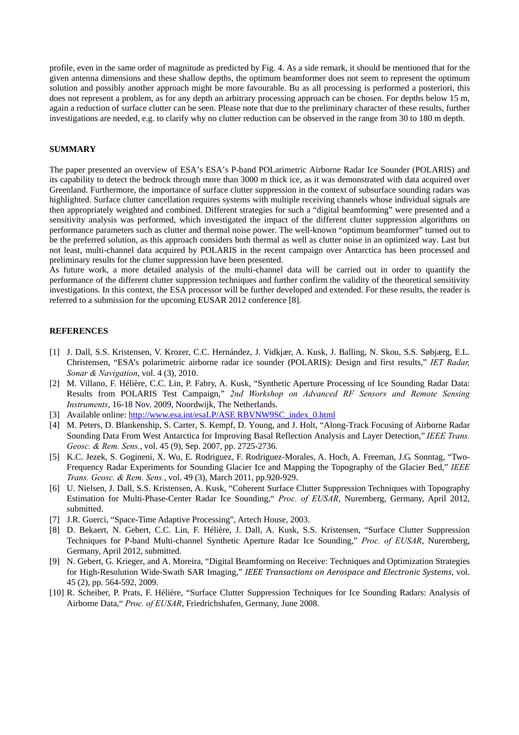profile, even in the same order of magnitude as predicted by Fig. 4. As a side remark, it should be mentioned that for the given antenna dimensions and these shallow depths, the optimum beamformer does not seem to represent the optimum solution and possibly another approach might be more favourable. Bu as all processing is performed a posteriori, this does not represent a problem, as for any depth an arbitrary processing approach can be chosen. For depths below 15 m, again a reduction of surface clutter can be seen. Please note that due to the preliminary character of these results, further investigations are needed, e.g. to clarify why no clutter reduction can be observed in the range from 30 to 180 m depth.

## SUMMARY

The paper presented an overview of ESA's ESA's P-band POLarimetric Airborne Radar Ice Sounder (POLARIS) and its capability to detect the bedrock through more than 3000 m thick ice, as it was demonstrated with data acquired over Greenland. Furthermore, the importance of surface clutter suppression in the context of subsurface sounding radars was highlighted. Surface clutter cancellation requires systems with multiple receiving channels whose individual signals are then appropriately weighted and combined. Different strategies for such a "digital beamforming" were presented and a sensitivity analysis was performed, which investigated the impact of the different clutter suppression algorithms on performance parameters such as clutter and thermal noise power. The well-known "optimum beamformer" turned out to be the preferred solution, as this approach considers both thermal as well as clutter noise in an optimized way. Last but not least, multi-channel data acquired by POLARIS in the recent campaign over Antarctica has been processed and preliminary results for the clutter suppression have been presented.
As future work, a more detailed analysis of the multi-channel data will be carried out in order to quantify the performance of the different clutter suppression techniques and further confirm the validity of the theoretical sensitivity investigations. In this context, the ESA processor will be further developed and extended. For these results, the reader is referred to a submission for the upcoming EUSAR 2012 conference [8].

## REFERENCES

[1] J. Dall, S.S. Kristensen, V. Krozer, C.C. Hernández, J. Vidkjær, A. Kusk, J. Balling, N. Skou, S.S. Søbjærg, E.L. Christensen, "ESA's polarimetric airborne radar ice sounder (POLARIS): Design and first results," *IET Radar, Sonar & Navigation*, vol. 4 (3), 2010.
[2] M. Villano, F. Hélière, C.C. Lin, P. Fabry, A. Kusk, "Synthetic Aperture Processing of Ice Sounding Radar Data: Results from POLARIS Test Campaign," *2nd Workshop on Advanced RF Sensors and Remote Sensing Instruments*, 16-18 Nov. 2009, Noordwijk, The Netherlands.
[3] Available online: http://www.esa.int/esaLP/ASE RBVNW9SC_index_0.html
[4] M. Peters, D. Blankenship, S. Carter, S. Kempf, D. Young, and J. Holt, "Along-Track Focusing of Airborne Radar Sounding Data From West Antarctica for Improving Basal Reflection Analysis and Layer Detection," *IEEE Trans. Geosc. & Rem. Sens.*, vol. 45 (9), Sep. 2007, pp. 2725-2736.
[5] K.C. Jezek, S. Gogineni, X. Wu, E. Rodriguez, F. Rodriguez-Morales, A. Hoch, A. Freeman, J.G. Sonntag, "Two-Frequency Radar Experiments for Sounding Glacier Ice and Mapping the Topography of the Glacier Bed," *IEEE Trans. Geosc. & Rem. Sens.*, vol. 49 (3), March 2011, pp.920-929.
[6] U. Nielsen, J. Dall, S.S. Kristensen, A. Kusk, "Coherent Surface Clutter Suppression Techniques with Topography Estimation for Multi-Phase-Center Radar Ice Sounding," *Proc. of EUSAR*, Nuremberg, Germany, April 2012, submitted.
[7] J.R. Guerci, "Space-Time Adaptive Processing", Artech House, 2003.
[8] D. Bekaert, N. Gebert, C.C. Lin, F. Hélière, J. Dall, A. Kusk, S.S. Kristensen, "Surface Clutter Suppression Techniques for P-band Multi-channel Synthetic Aperture Radar Ice Sounding," *Proc. of EUSAR*, Nuremberg, Germany, April 2012, submitted.
[9] N. Gebert, G. Krieger, and A. Moreira, "Digital Beamforming on Receive: Techniques and Optimization Strategies for High-Resolution Wide-Swath SAR Imaging," *IEEE Transactions on Aerospace and Electronic Systems*, vol. 45 (2), pp. 564-592, 2009.
[10] R. Scheiber, P. Prats, F. Hélière, "Surface Clutter Suppression Techniques for Ice Sounding Radars: Analysis of Airborne Data," *Proc. of EUSAR*, Friedrichshafen, Germany, June 2008.